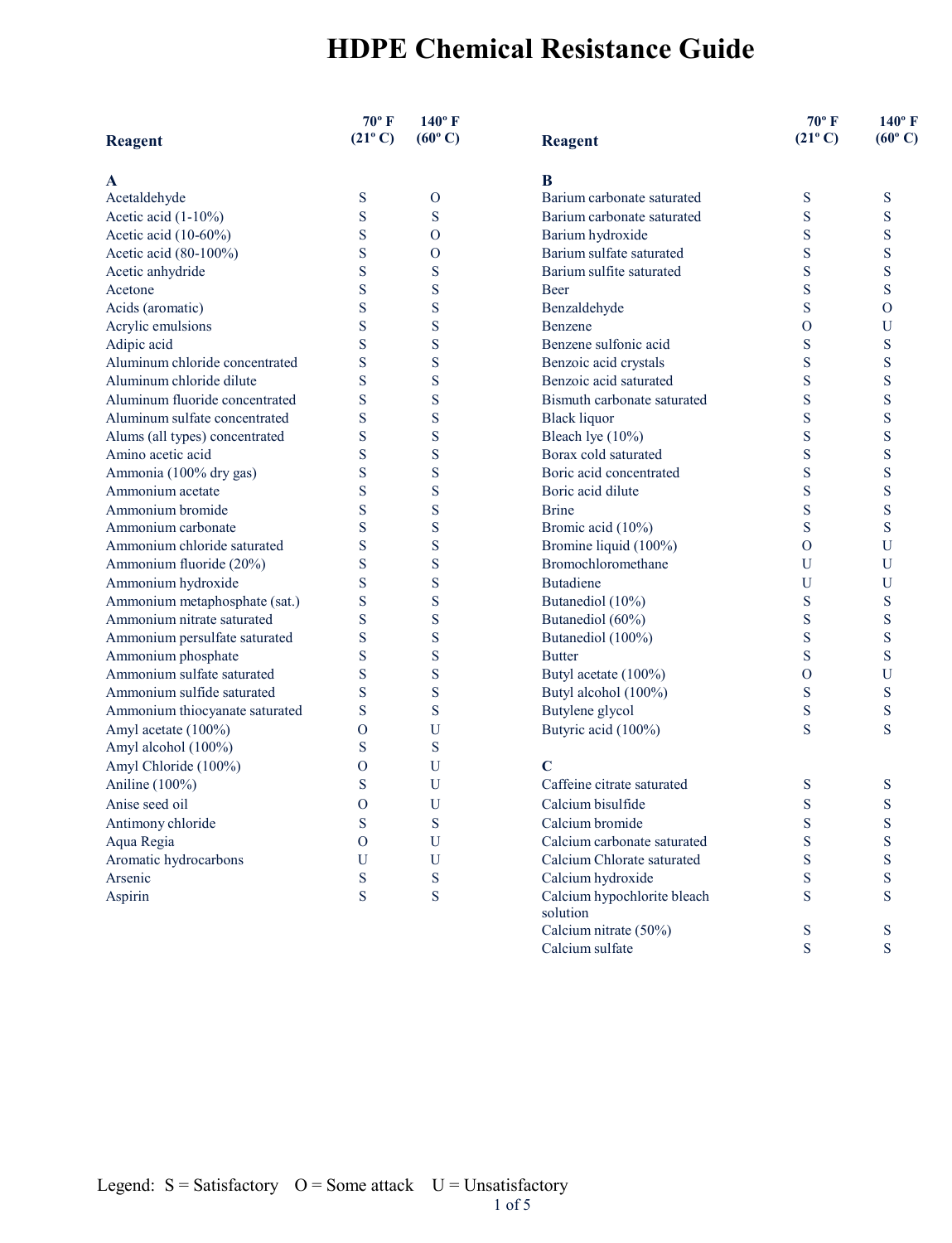# HDPE Chemical Resistance Guide

| Reagent | 70º F (21º C) | 140º F (60º C) |
|---|---|---|
| **A** | | |
| Acetaldehyde | S | O |
| Acetic acid (1-10%) | S | S |
| Acetic acid (10-60%) | S | O |
| Acetic acid (80-100%) | S | O |
| Acetic anhydride | S | S |
| Acetone | S | S |
| Acids (aromatic) | S | S |
| Acrylic emulsions | S | S |
| Adipic acid | S | S |
| Aluminum chloride concentrated | S | S |
| Aluminum chloride dilute | S | S |
| Aluminum fluoride concentrated | S | S |
| Aluminum sulfate concentrated | S | S |
| Alums (all types) concentrated | S | S |
| Amino acetic acid | S | S |
| Ammonia (100% dry gas) | S | S |
| Ammonium acetate | S | S |
| Ammonium bromide | S | S |
| Ammonium carbonate | S | S |
| Ammonium chloride saturated | S | S |
| Ammonium fluoride (20%) | S | S |
| Ammonium hydroxide | S | S |
| Ammonium metaphosphate (sat.) | S | S |
| Ammonium nitrate saturated | S | S |
| Ammonium persulfate saturated | S | S |
| Ammonium phosphate | S | S |
| Ammonium sulfate saturated | S | S |
| Ammonium sulfide saturated | S | S |
| Ammonium thiocyanate saturated | S | S |
| Amyl acetate (100%) | O | U |
| Amyl alcohol (100%) | S | S |
| Amyl Chloride (100%) | O | U |
| Aniline (100%) | S | U |
| Anise seed oil | O | U |
| Antimony chloride | S | S |
| Aqua Regia | O | U |
| Aromatic hydrocarbons | U | U |
| Arsenic | S | S |
| Aspirin | S | S |
| **B** | | |
| Barium carbonate saturated | S | S |
| Barium carbonate saturated | S | S |
| Barium hydroxide | S | S |
| Barium sulfate saturated | S | S |
| Barium sulfite saturated | S | S |
| Beer | S | S |
| Benzaldehyde | S | O |
| Benzene | O | U |
| Benzene sulfonic acid | S | S |
| Benzoic acid crystals | S | S |
| Benzoic acid saturated | S | S |
| Bismuth carbonate saturated | S | S |
| Black liquor | S | S |
| Bleach lye (10%) | S | S |
| Borax cold saturated | S | S |
| Boric acid concentrated | S | S |
| Boric acid dilute | S | S |
| Brine | S | S |
| Bromic acid (10%) | S | S |
| Bromine liquid (100%) | O | U |
| Bromochloromethane | U | U |
| Butadiene | U | U |
| Butanediol (10%) | S | S |
| Butanediol (60%) | S | S |
| Butanediol (100%) | S | S |
| Butter | S | S |
| Butyl acetate (100%) | O | U |
| Butyl alcohol (100%) | S | S |
| Butylene glycol | S | S |
| Butyric acid (100%) | S | S |
| **C** | | |
| Caffeine citrate saturated | S | S |
| Calcium bisulfide | S | S |
| Calcium bromide | S | S |
| Calcium carbonate saturated | S | S |
| Calcium Chlorate saturated | S | S |
| Calcium hydroxide | S | S |
| Calcium hypochlorite bleach solution | S | S |
| Calcium nitrate (50%) | S | S |
| Calcium sulfate | S | S |

Legend: S = Satisfactory O = Some attack U = Unsatisfactory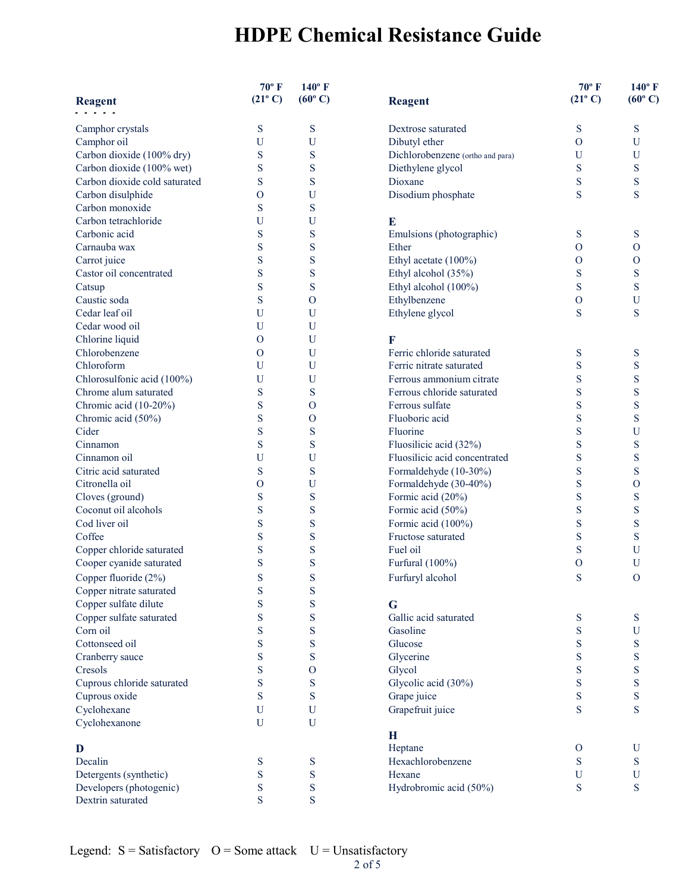# HDPE Chemical Resistance Guide

| Reagent | 70º F (21º C) | 140º F (60º C) |
|---|---|---|
| Camphor crystals | S | S |
| Camphor oil | U | U |
| Carbon dioxide (100% dry) | S | S |
| Carbon dioxide (100% wet) | S | S |
| Carbon dioxide cold saturated | S | S |
| Carbon disulphide | O | U |
| Carbon monoxide | S | S |
| Carbon tetrachloride | U | U |
| Carbonic acid | S | S |
| Carnauba wax | S | S |
| Carrot juice | S | S |
| Castor oil concentrated | S | S |
| Catsup | S | S |
| Caustic soda | S | O |
| Cedar leaf oil | U | U |
| Cedar wood oil | U | U |
| Chlorine liquid | O | U |
| Chlorobenzene | O | U |
| Chloroform | U | U |
| Chlorosulfonic acid (100%) | U | U |
| Chrome alum saturated | S | S |
| Chromic acid (10-20%) | S | O |
| Chromic acid (50%) | S | O |
| Cider | S | S |
| Cinnamon | S | S |
| Cinnamon oil | U | U |
| Citric acid saturated | S | S |
| Citronella oil | O | U |
| Cloves (ground) | S | S |
| Coconut oil alcohols | S | S |
| Cod liver oil | S | S |
| Coffee | S | S |
| Copper chloride saturated | S | S |
| Cooper cyanide saturated | S | S |
| Copper fluoride (2%) | S | S |
| Copper nitrate saturated | S | S |
| Copper sulfate dilute | S | S |
| Copper sulfate saturated | S | S |
| Corn oil | S | S |
| Cottonseed oil | S | S |
| Cranberry sauce | S | S |
| Cresols | S | O |
| Cuprous chloride saturated | S | S |
| Cuprous oxide | S | S |
| Cyclohexane | U | U |
| Cyclohexanone | U | U |
| **D** | | |
| Decalin | S | S |
| Detergents (synthetic) | S | S |
| Developers (photogenic) | S | S |
| Dextrin saturated | S | S |
| Dextrose saturated | S | S |
| Dibutyl ether | O | U |
| Dichlorobenzene (ortho and para) | U | U |
| Diethylene glycol | S | S |
| Dioxane | S | S |
| Disodium phosphate | S | S |
| **E** | | |
| Emulsions (photographic) | S | S |
| Ether | O | O |
| Ethyl acetate (100%) | O | O |
| Ethyl alcohol (35%) | S | S |
| Ethyl alcohol (100%) | S | S |
| Ethylbenzene | O | U |
| Ethylene glycol | S | S |
| **F** | | |
| Ferric chloride saturated | S | S |
| Ferric nitrate saturated | S | S |
| Ferrous ammonium citrate | S | S |
| Ferrous chloride saturated | S | S |
| Ferrous sulfate | S | S |
| Fluoboric acid | S | S |
| Fluorine | S | U |
| Fluosilicic acid (32%) | S | S |
| Fluosilicic acid concentrated | S | S |
| Formaldehyde (10-30%) | S | S |
| Formaldehyde (30-40%) | S | O |
| Formic acid (20%) | S | S |
| Formic acid (50%) | S | S |
| Formic acid (100%) | S | S |
| Fructose saturated | S | S |
| Fuel oil | S | U |
| Furfural (100%) | O | U |
| Furfuryl alcohol | S | O |
| **G** | | |
| Gallic acid saturated | S | S |
| Gasoline | S | U |
| Glucose | S | S |
| Glycerine | S | S |
| Glycol | S | S |
| Glycolic acid (30%) | S | S |
| Grape juice | S | S |
| Grapefruit juice | S | S |
| **H** | | |
| Heptane | O | U |
| Hexachlorobenzene | S | S |
| Hexane | U | U |
| Hydrobromic acid (50%) | S | S |

Legend: S = Satisfactory O = Some attack U = Unsatisfactory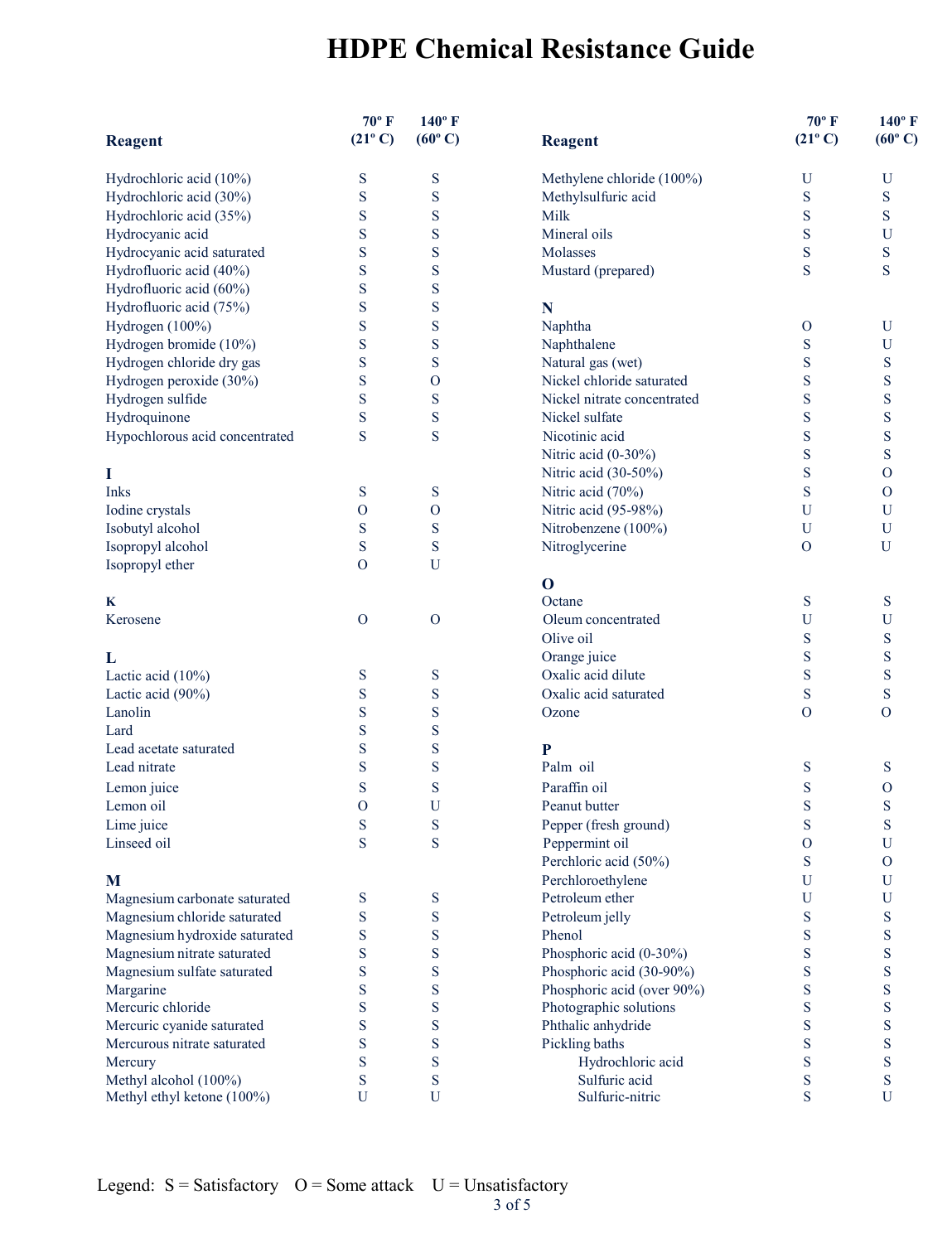# HDPE Chemical Resistance Guide

| Reagent | 70º F (21º C) | 140º F (60º C) |
|---|---|---|
| Hydrochloric acid (10%) | S | S |
| Hydrochloric acid (30%) | S | S |
| Hydrochloric acid (35%) | S | S |
| Hydrocyanic acid | S | S |
| Hydrocyanic acid saturated | S | S |
| Hydrofluoric acid (40%) | S | S |
| Hydrofluoric acid (60%) | S | S |
| Hydrofluoric acid (75%) | S | S |
| Hydrogen (100%) | S | S |
| Hydrogen bromide (10%) | S | S |
| Hydrogen chloride dry gas | S | S |
| Hydrogen peroxide (30%) | S | O |
| Hydrogen sulfide | S | S |
| Hydroquinone | S | S |
| Hypochlorous acid concentrated | S | S |
| **I** | | |
| Inks | S | S |
| Iodine crystals | O | O |
| Isobutyl alcohol | S | S |
| Isopropyl alcohol | S | S |
| Isopropyl ether | O | U |
| **K** | | |
| Kerosene | O | O |
| **L** | | |
| Lactic acid (10%) | S | S |
| Lactic acid (90%) | S | S |
| Lanolin | S | S |
| Lard | S | S |
| Lead acetate saturated | S | S |
| Lead nitrate | S | S |
| Lemon juice | S | S |
| Lemon oil | O | U |
| Lime juice | S | S |
| Linseed oil | S | S |
| **M** | | |
| Magnesium carbonate saturated | S | S |
| Magnesium chloride saturated | S | S |
| Magnesium hydroxide saturated | S | S |
| Magnesium nitrate saturated | S | S |
| Magnesium sulfate saturated | S | S |
| Margarine | S | S |
| Mercuric chloride | S | S |
| Mercuric cyanide saturated | S | S |
| Mercurous nitrate saturated | S | S |
| Mercury | S | S |
| Methyl alcohol (100%) | S | S |
| Methyl ethyl ketone (100%) | U | U |
| Methylene chloride (100%) | U | U |
| Methylsulfuric acid | S | S |
| Milk | S | S |
| Mineral oils | S | U |
| Molasses | S | S |
| Mustard (prepared) | S | S |
| **N** | | |
| Naphtha | O | U |
| Naphthalene | S | U |
| Natural gas (wet) | S | S |
| Nickel chloride saturated | S | S |
| Nickel nitrate concentrated | S | S |
| Nickel sulfate | S | S |
| Nicotinic acid | S | S |
| Nitric acid (0-30%) | S | S |
| Nitric acid (30-50%) | S | O |
| Nitric acid (70%) | S | O |
| Nitric acid (95-98%) | U | U |
| Nitrobenzene (100%) | U | U |
| Nitroglycerine | O | U |
| **O** | | |
| Octane | S | S |
| Oleum concentrated | U | U |
| Olive oil | S | S |
| Orange juice | S | S |
| Oxalic acid dilute | S | S |
| Oxalic acid saturated | S | S |
| Ozone | O | O |
| **P** | | |
| Palm oil | S | S |
| Paraffin oil | S | O |
| Peanut butter | S | S |
| Pepper (fresh ground) | S | S |
| Peppermint oil | O | U |
| Perchloric acid (50%) | S | O |
| Perchloroethylene | U | U |
| Petroleum ether | U | U |
| Petroleum jelly | S | S |
| Phenol | S | S |
| Phosphoric acid (0-30%) | S | S |
| Phosphoric acid (30-90%) | S | S |
| Phosphoric acid (over 90%) | S | S |
| Photographic solutions | S | S |
| Phthalic anhydride | S | S |
| Pickling baths | S | S |
| Hydrochloric acid | S | S |
| Sulfuric acid | S | S |
| Sulfuric-nitric | S | U |

Legend: S = Satisfactory O = Some attack U = Unsatisfactory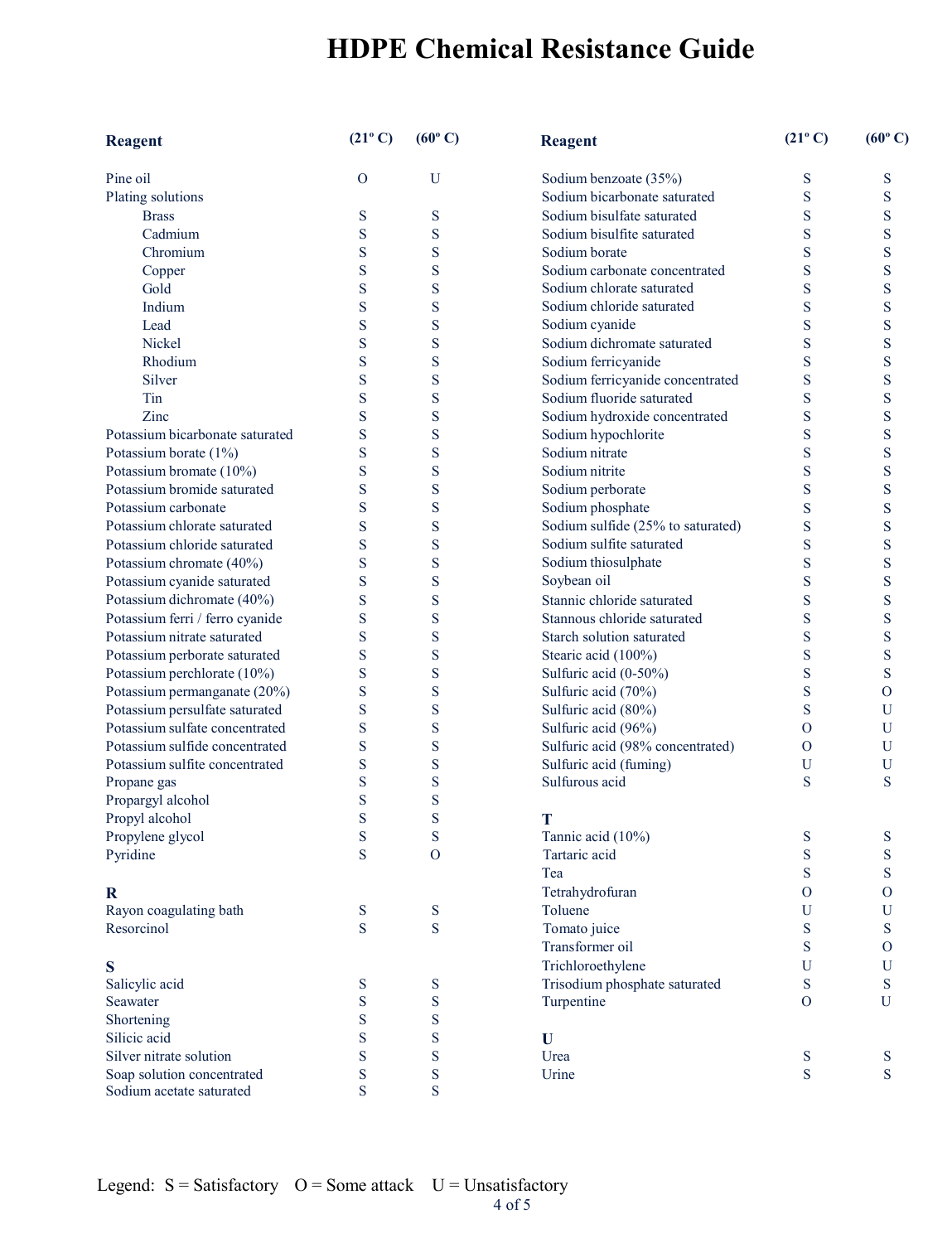# HDPE Chemical Resistance Guide

| Reagent | (21º C) | (60º C) |
|---|---|---|
| Pine oil | O | U |
| Plating solutions | | |
| Brass | S | S |
| Cadmium | S | S |
| Chromium | S | S |
| Copper | S | S |
| Gold | S | S |
| Indium | S | S |
| Lead | S | S |
| Nickel | S | S |
| Rhodium | S | S |
| Silver | S | S |
| Tin | S | S |
| Zinc | S | S |
| Potassium bicarbonate saturated | S | S |
| Potassium borate (1%) | S | S |
| Potassium bromate (10%) | S | S |
| Potassium bromide saturated | S | S |
| Potassium carbonate | S | S |
| Potassium chlorate saturated | S | S |
| Potassium chloride saturated | S | S |
| Potassium chromate (40%) | S | S |
| Potassium cyanide saturated | S | S |
| Potassium dichromate (40%) | S | S |
| Potassium ferri / ferro cyanide | S | S |
| Potassium nitrate saturated | S | S |
| Potassium perborate saturated | S | S |
| Potassium perchlorate (10%) | S | S |
| Potassium permanganate (20%) | S | S |
| Potassium persulfate saturated | S | S |
| Potassium sulfate concentrated | S | S |
| Potassium sulfide concentrated | S | S |
| Potassium sulfite concentrated | S | S |
| Propane gas | S | S |
| Propargyl alcohol | S | S |
| Propyl alcohol | S | S |
| Propylene glycol | S | S |
| Pyridine | S | O |
| **R** | | |
| Rayon coagulating bath | S | S |
| Resorcinol | S | S |
| **S** | | |
| Salicylic acid | S | S |
| Seawater | S | S |
| Shortening | S | S |
| Silicic acid | S | S |
| Silver nitrate solution | S | S |
| Soap solution concentrated | S | S |
| Sodium acetate saturated | S | S |
| Sodium benzoate (35%) | S | S |
| Sodium bicarbonate saturated | S | S |
| Sodium bisulfate saturated | S | S |
| Sodium bisulfite saturated | S | S |
| Sodium borate | S | S |
| Sodium carbonate concentrated | S | S |
| Sodium chlorate saturated | S | S |
| Sodium chloride saturated | S | S |
| Sodium cyanide | S | S |
| Sodium dichromate saturated | S | S |
| Sodium ferricyanide | S | S |
| Sodium ferricyanide concentrated | S | S |
| Sodium fluoride saturated | S | S |
| Sodium hydroxide concentrated | S | S |
| Sodium hypochlorite | S | S |
| Sodium nitrate | S | S |
| Sodium nitrite | S | S |
| Sodium perborate | S | S |
| Sodium phosphate | S | S |
| Sodium sulfide (25% to saturated) | S | S |
| Sodium sulfite saturated | S | S |
| Sodium thiosulphate | S | S |
| Soybean oil | S | S |
| Stannic chloride saturated | S | S |
| Stannous chloride saturated | S | S |
| Starch solution saturated | S | S |
| Stearic acid (100%) | S | S |
| Sulfuric acid (0-50%) | S | S |
| Sulfuric acid (70%) | S | O |
| Sulfuric acid (80%) | S | U |
| Sulfuric acid (96%) | O | U |
| Sulfuric acid (98% concentrated) | O | U |
| Sulfuric acid (fuming) | U | U |
| Sulfurous acid | S | S |
| **T** | | |
| Tannic acid (10%) | S | S |
| Tartaric acid | S | S |
| Tea | S | S |
| Tetrahydrofuran | O | O |
| Toluene | U | U |
| Tomato juice | S | S |
| Transformer oil | S | O |
| Trichloroethylene | U | U |
| Trisodium phosphate saturated | S | S |
| Turpentine | O | U |
| **U** | | |
| Urea | S | S |
| Urine | S | S |

Legend: S = Satisfactory O = Some attack U = Unsatisfactory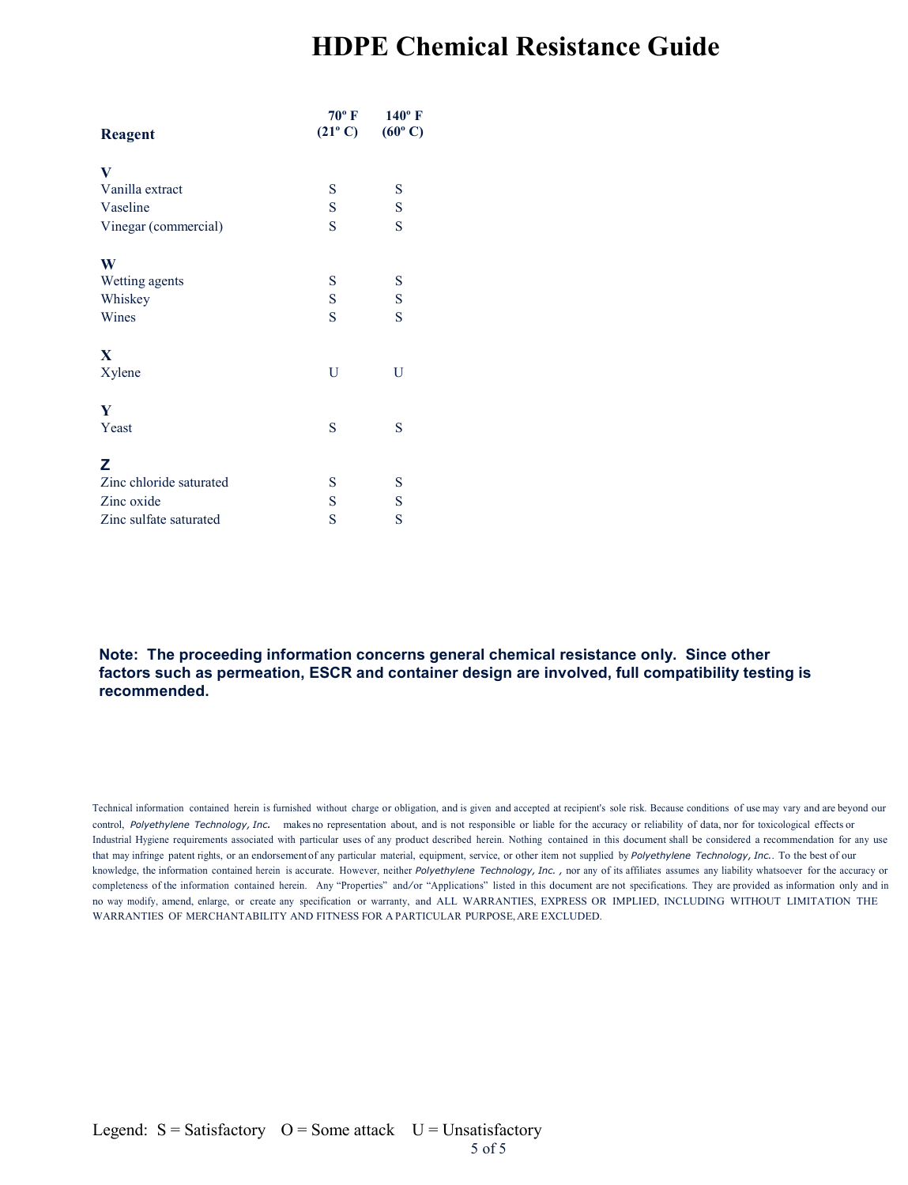// Build a single table with section letters as rows.

# HDPE Chemical Resistance Guide

| Reagent | 70º F (21º C) | 140º F (60º C) |
|---|---|---|
| **V** | | |
| Vanilla extract | S | S |
| Vaseline | S | S |
| Vinegar (commercial) | S | S |
| **W** | | |
| Wetting agents | S | S |
| Whiskey | S | S |
| Wines | S | S |
| **X** | | |
| Xylene | U | U |
| **Y** | | |
| Yeast | S | S |
| **Z** | | |
| Zinc chloride saturated | S | S |
| Zinc oxide | S | S |
| Zinc sulfate saturated | S | S |

**Note: The proceeding information concerns general chemical resistance only. Since other factors such as permeation, ESCR and container design are involved, full compatibility testing is recommended.**

Technical information contained herein is furnished without charge or obligation, and is given and accepted at recipient's sole risk. Because conditions of use may vary and are beyond our control, *Polyethylene Technology, Inc.* makes no representation about, and is not responsible or liable for the accuracy or reliability of data, nor for toxicological effects or Industrial Hygiene requirements associated with particular uses of any product described herein. Nothing contained in this document shall be considered a recommendation for any use that may infringe patent rights, or an endorsement of any particular material, equipment, service, or other item not supplied by *Polyethylene Technology, Inc.*. To the best of our knowledge, the information contained herein is accurate. However, neither *Polyethylene Technology, Inc.* , nor any of its affiliates assumes any liability whatsoever for the accuracy or completeness of the information contained herein. Any "Properties" and/or "Applications" listed in this document are not specifications. They are provided as information only and in no way modify, amend, enlarge, or create any specification or warranty, and ALL WARRANTIES, EXPRESS OR IMPLIED, INCLUDING WITHOUT LIMITATION THE WARRANTIES OF MERCHANTABILITY AND FITNESS FOR A PARTICULAR PURPOSE, ARE EXCLUDED.

Legend: S = Satisfactory O = Some attack U = Unsatisfactory